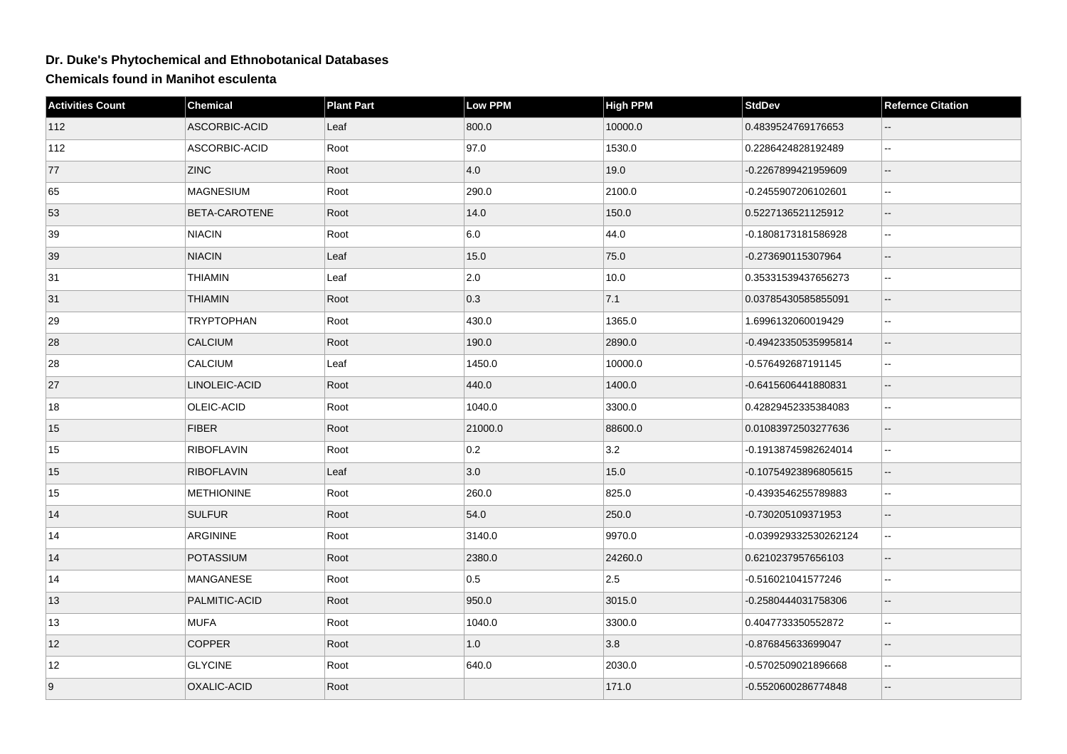# Dr. Duke's Phytochemical and Ethnobotanical Databases

## Chemicals found in Manihot esculenta

| Activities Count | Chemical | Plant Part | Low PPM | High PPM | StdDev | Refernce Citation |
|---|---|---|---|---|---|---|
| 112 | ASCORBIC-ACID | Leaf | 800.0 | 10000.0 | 0.4839524769176653 | -- |
| 112 | ASCORBIC-ACID | Root | 97.0 | 1530.0 | 0.2286424828192489 | -- |
| 77 | ZINC | Root | 4.0 | 19.0 | -0.2267899421959609 | -- |
| 65 | MAGNESIUM | Root | 290.0 | 2100.0 | -0.2455907206102601 | -- |
| 53 | BETA-CAROTENE | Root | 14.0 | 150.0 | 0.5227136521125912 | -- |
| 39 | NIACIN | Root | 6.0 | 44.0 | -0.1808173181586928 | -- |
| 39 | NIACIN | Leaf | 15.0 | 75.0 | -0.273690115307964 | -- |
| 31 | THIAMIN | Leaf | 2.0 | 10.0 | 0.35331539437656273 | -- |
| 31 | THIAMIN | Root | 0.3 | 7.1 | 0.03785430585855091 | -- |
| 29 | TRYPTOPHAN | Root | 430.0 | 1365.0 | 1.6996132060019429 | -- |
| 28 | CALCIUM | Root | 190.0 | 2890.0 | -0.49423350535995814 | -- |
| 28 | CALCIUM | Leaf | 1450.0 | 10000.0 | -0.576492687191145 | -- |
| 27 | LINOLEIC-ACID | Root | 440.0 | 1400.0 | -0.6415606441880831 | -- |
| 18 | OLEIC-ACID | Root | 1040.0 | 3300.0 | 0.42829452335384083 | -- |
| 15 | FIBER | Root | 21000.0 | 88600.0 | 0.01083972503277636 | -- |
| 15 | RIBOFLAVIN | Root | 0.2 | 3.2 | -0.19138745982624014 | -- |
| 15 | RIBOFLAVIN | Leaf | 3.0 | 15.0 | -0.10754923896805615 | -- |
| 15 | METHIONINE | Root | 260.0 | 825.0 | -0.4393546255789883 | -- |
| 14 | SULFUR | Root | 54.0 | 250.0 | -0.730205109371953 | -- |
| 14 | ARGININE | Root | 3140.0 | 9970.0 | -0.039929332530262124 | -- |
| 14 | POTASSIUM | Root | 2380.0 | 24260.0 | 0.6210237957656103 | -- |
| 14 | MANGANESE | Root | 0.5 | 2.5 | -0.516021041577246 | -- |
| 13 | PALMITIC-ACID | Root | 950.0 | 3015.0 | -0.2580444031758306 | -- |
| 13 | MUFA | Root | 1040.0 | 3300.0 | 0.4047733350552872 | -- |
| 12 | COPPER | Root | 1.0 | 3.8 | -0.876845633699047 | -- |
| 12 | GLYCINE | Root | 640.0 | 2030.0 | -0.5702509021896668 | -- |
| 9 | OXALIC-ACID | Root | | 171.0 | -0.5520600286774848 | -- |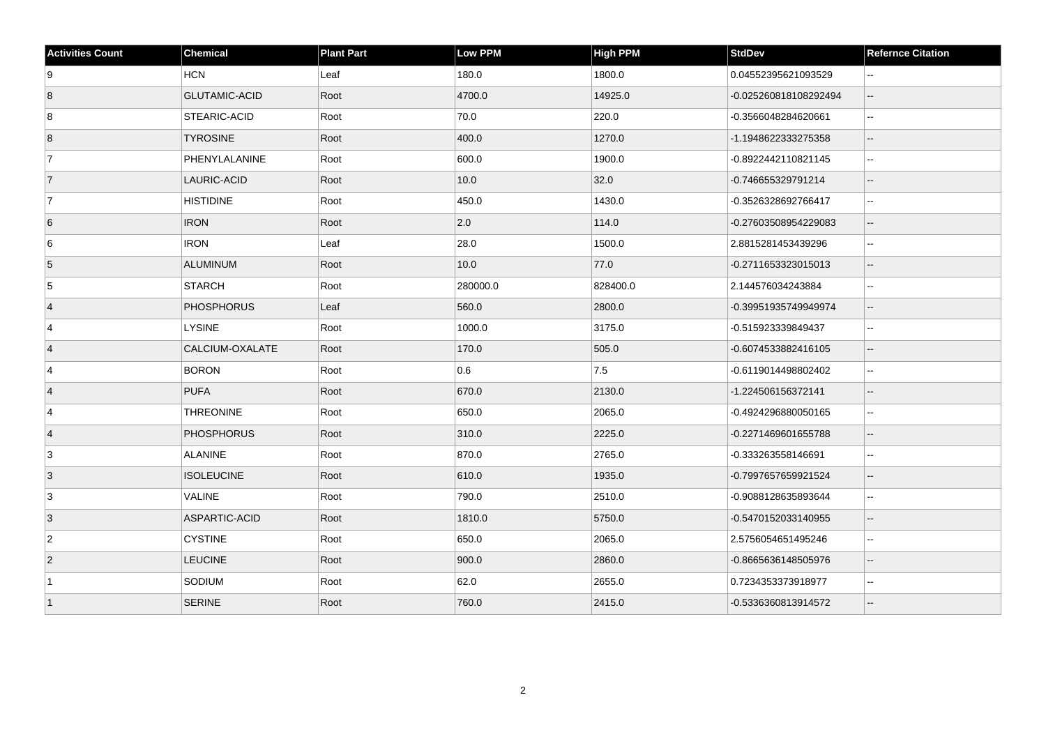| Activities Count | Chemical | Plant Part | Low PPM | High PPM | StdDev | Refernce Citation |
| --- | --- | --- | --- | --- | --- | --- |
| 9 | HCN | Leaf | 180.0 | 1800.0 | 0.04552395621093529 | -- |
| 8 | GLUTAMIC-ACID | Root | 4700.0 | 14925.0 | -0.025260818108292494 | -- |
| 8 | STEARIC-ACID | Root | 70.0 | 220.0 | -0.3566048284620661 | -- |
| 8 | TYROSINE | Root | 400.0 | 1270.0 | -1.1948622333275358 | -- |
| 7 | PHENYLALANINE | Root | 600.0 | 1900.0 | -0.8922442110821145 | -- |
| 7 | LAURIC-ACID | Root | 10.0 | 32.0 | -0.746655329791214 | -- |
| 7 | HISTIDINE | Root | 450.0 | 1430.0 | -0.3526328692766417 | -- |
| 6 | IRON | Root | 2.0 | 114.0 | -0.27603508954229083 | -- |
| 6 | IRON | Leaf | 28.0 | 1500.0 | 2.8815281453439296 | -- |
| 5 | ALUMINUM | Root | 10.0 | 77.0 | -0.2711653323015013 | -- |
| 5 | STARCH | Root | 280000.0 | 828400.0 | 2.144576034243884 | -- |
| 4 | PHOSPHORUS | Leaf | 560.0 | 2800.0 | -0.39951935749949974 | -- |
| 4 | LYSINE | Root | 1000.0 | 3175.0 | -0.515923339849437 | -- |
| 4 | CALCIUM-OXALATE | Root | 170.0 | 505.0 | -0.6074533882416105 | -- |
| 4 | BORON | Root | 0.6 | 7.5 | -0.6119014498802402 | -- |
| 4 | PUFA | Root | 670.0 | 2130.0 | -1.224506156372141 | -- |
| 4 | THREONINE | Root | 650.0 | 2065.0 | -0.4924296880050165 | -- |
| 4 | PHOSPHORUS | Root | 310.0 | 2225.0 | -0.2271469601655788 | -- |
| 3 | ALANINE | Root | 870.0 | 2765.0 | -0.333263558146691 | -- |
| 3 | ISOLEUCINE | Root | 610.0 | 1935.0 | -0.7997657659921524 | -- |
| 3 | VALINE | Root | 790.0 | 2510.0 | -0.9088128635893644 | -- |
| 3 | ASPARTIC-ACID | Root | 1810.0 | 5750.0 | -0.5470152033140955 | -- |
| 2 | CYSTINE | Root | 650.0 | 2065.0 | 2.5756054651495246 | -- |
| 2 | LEUCINE | Root | 900.0 | 2860.0 | -0.8665636148505976 | -- |
| 1 | SODIUM | Root | 62.0 | 2655.0 | 0.7234353373918977 | -- |
| 1 | SERINE | Root | 760.0 | 2415.0 | -0.5336360813914572 | -- |